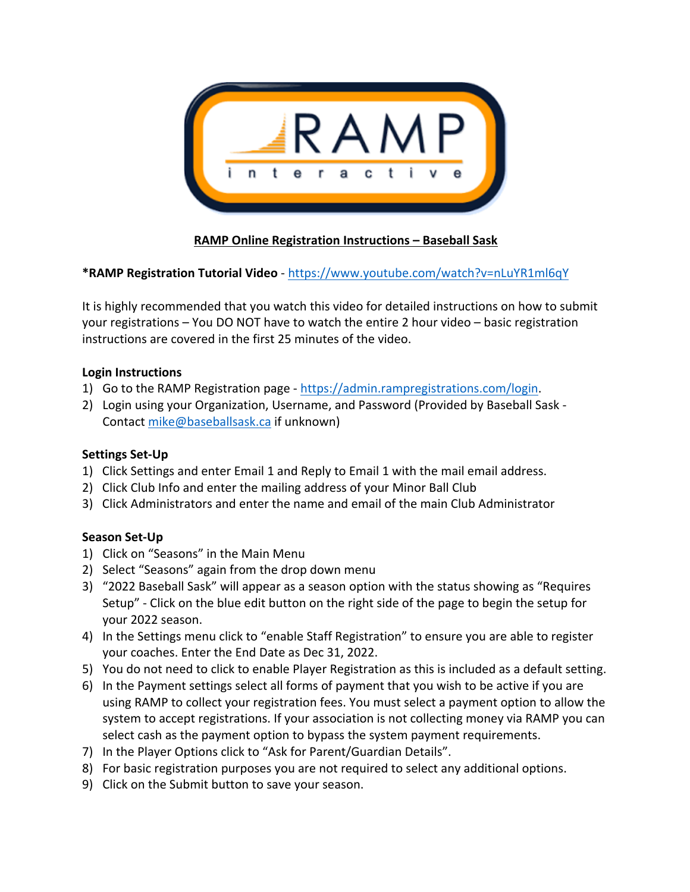# RAMP Online Registration Instructions – Baseball Sask

***RAMP Registration Tutorial Video** - https://www.youtube.com/watch?v=nLuYR1ml6qY

It is highly recommended that you watch this video for detailed instructions on how to submit your registrations – You DO NOT have to watch the entire 2 hour video – basic registration instructions are covered in the first 25 minutes of the video.

**Login Instructions**

1) Go to the RAMP Registration page - https://admin.rampregistrations.com/login.
2) Login using your Organization, Username, and Password (Provided by Baseball Sask - Contact mike@baseballsask.ca if unknown)

**Settings Set-Up**

1) Click Settings and enter Email 1 and Reply to Email 1 with the mail email address.
2) Click Club Info and enter the mailing address of your Minor Ball Club
3) Click Administrators and enter the name and email of the main Club Administrator

**Season Set-Up**

1) Click on "Seasons" in the Main Menu
2) Select "Seasons" again from the drop down menu
3) "2022 Baseball Sask" will appear as a season option with the status showing as "Requires Setup" - Click on the blue edit button on the right side of the page to begin the setup for your 2022 season.
4) In the Settings menu click to "enable Staff Registration" to ensure you are able to register your coaches. Enter the End Date as Dec 31, 2022.
5) You do not need to click to enable Player Registration as this is included as a default setting.
6) In the Payment settings select all forms of payment that you wish to be active if you are using RAMP to collect your registration fees. You must select a payment option to allow the system to accept registrations. If your association is not collecting money via RAMP you can select cash as the payment option to bypass the system payment requirements.
7) In the Player Options click to "Ask for Parent/Guardian Details".
8) For basic registration purposes you are not required to select any additional options.
9) Click on the Submit button to save your season.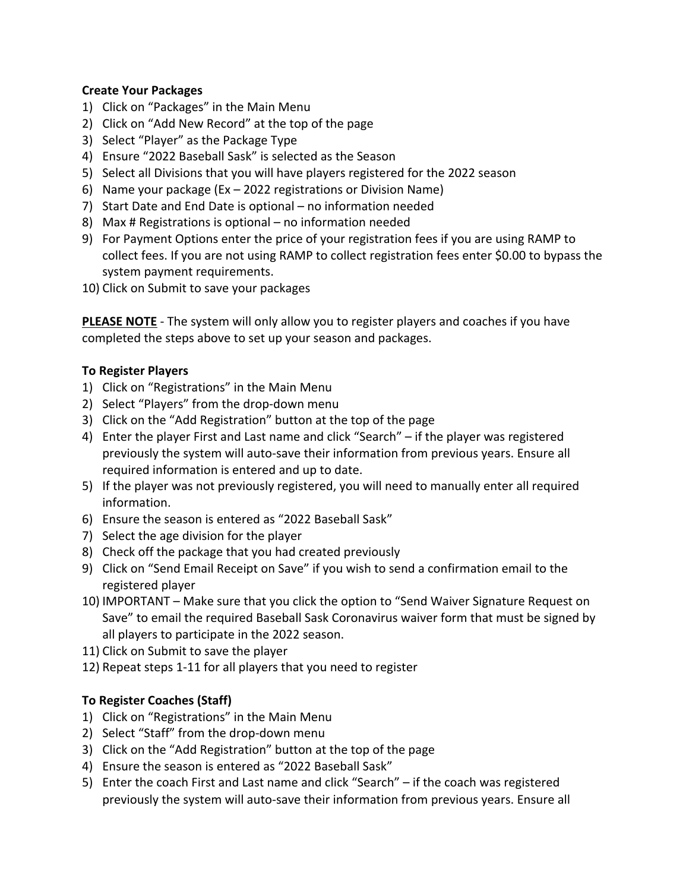**Create Your Packages**

1) Click on "Packages" in the Main Menu
2) Click on "Add New Record" at the top of the page
3) Select "Player" as the Package Type
4) Ensure "2022 Baseball Sask" is selected as the Season
5) Select all Divisions that you will have players registered for the 2022 season
6) Name your package (Ex – 2022 registrations or Division Name)
7) Start Date and End Date is optional – no information needed
8) Max # Registrations is optional – no information needed
9) For Payment Options enter the price of your registration fees if you are using RAMP to collect fees. If you are not using RAMP to collect registration fees enter $0.00 to bypass the system payment requirements.
10) Click on Submit to save your packages

**<u>PLEASE NOTE</u>** - The system will only allow you to register players and coaches if you have completed the steps above to set up your season and packages.

**To Register Players**

1) Click on "Registrations" in the Main Menu
2) Select "Players" from the drop-down menu
3) Click on the "Add Registration" button at the top of the page
4) Enter the player First and Last name and click "Search" – if the player was registered previously the system will auto-save their information from previous years. Ensure all required information is entered and up to date.
5) If the player was not previously registered, you will need to manually enter all required information.
6) Ensure the season is entered as "2022 Baseball Sask"
7) Select the age division for the player
8) Check off the package that you had created previously
9) Click on "Send Email Receipt on Save" if you wish to send a confirmation email to the registered player
10) IMPORTANT – Make sure that you click the option to "Send Waiver Signature Request on Save" to email the required Baseball Sask Coronavirus waiver form that must be signed by all players to participate in the 2022 season.
11) Click on Submit to save the player
12) Repeat steps 1-11 for all players that you need to register

**To Register Coaches (Staff)**

1) Click on "Registrations" in the Main Menu
2) Select "Staff" from the drop-down menu
3) Click on the "Add Registration" button at the top of the page
4) Ensure the season is entered as "2022 Baseball Sask"
5) Enter the coach First and Last name and click "Search" – if the coach was registered previously the system will auto-save their information from previous years. Ensure all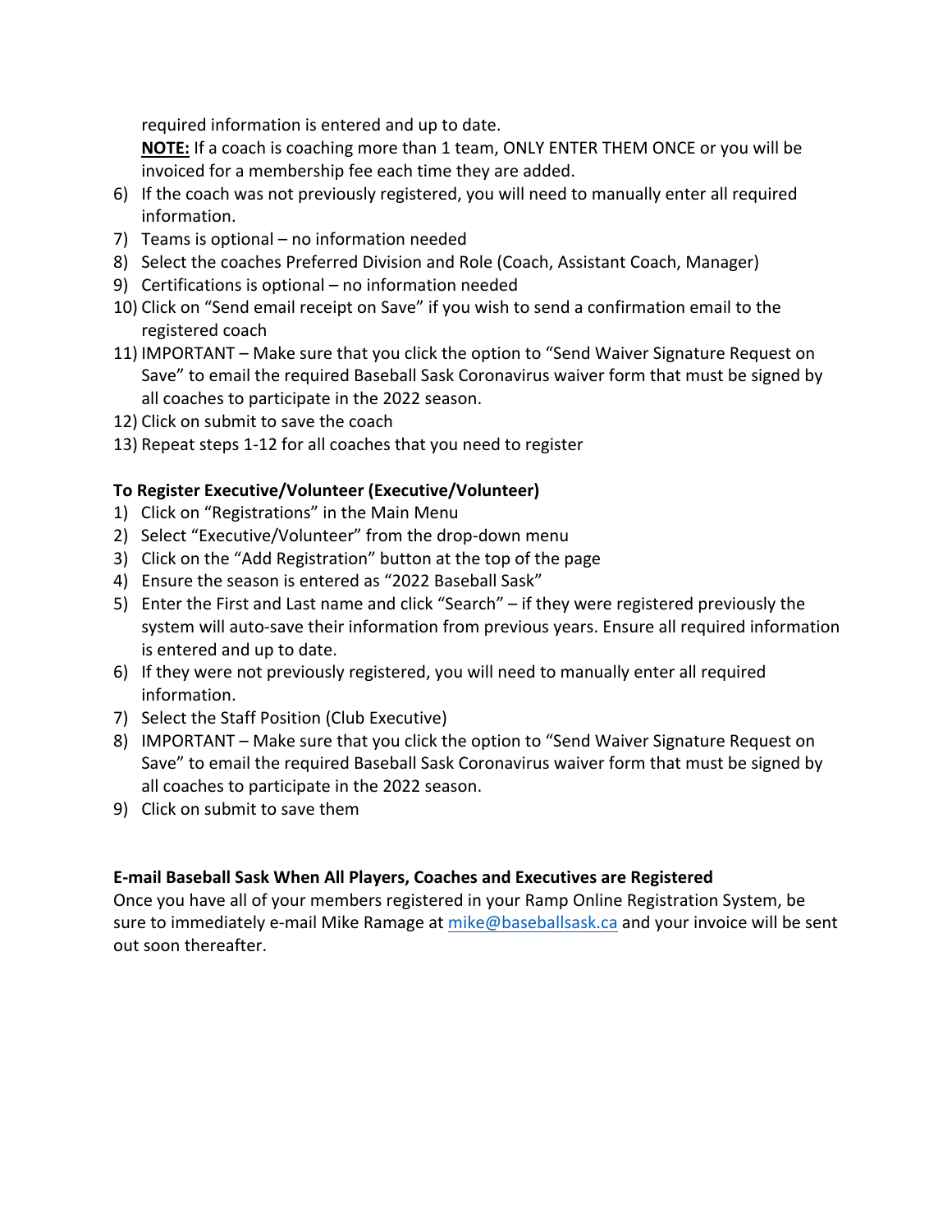required information is entered and up to date.
**NOTE:** If a coach is coaching more than 1 team, ONLY ENTER THEM ONCE or you will be invoiced for a membership fee each time they are added.

6) If the coach was not previously registered, you will need to manually enter all required information.
7) Teams is optional – no information needed
8) Select the coaches Preferred Division and Role (Coach, Assistant Coach, Manager)
9) Certifications is optional – no information needed
10) Click on "Send email receipt on Save" if you wish to send a confirmation email to the registered coach
11) IMPORTANT – Make sure that you click the option to "Send Waiver Signature Request on Save" to email the required Baseball Sask Coronavirus waiver form that must be signed by all coaches to participate in the 2022 season.
12) Click on submit to save the coach
13) Repeat steps 1-12 for all coaches that you need to register

**To Register Executive/Volunteer (Executive/Volunteer)**

1) Click on "Registrations" in the Main Menu
2) Select "Executive/Volunteer" from the drop-down menu
3) Click on the "Add Registration" button at the top of the page
4) Ensure the season is entered as "2022 Baseball Sask"
5) Enter the First and Last name and click "Search" – if they were registered previously the system will auto-save their information from previous years. Ensure all required information is entered and up to date.
6) If they were not previously registered, you will need to manually enter all required information.
7) Select the Staff Position (Club Executive)
8) IMPORTANT – Make sure that you click the option to "Send Waiver Signature Request on Save" to email the required Baseball Sask Coronavirus waiver form that must be signed by all coaches to participate in the 2022 season.
9) Click on submit to save them

**E-mail Baseball Sask When All Players, Coaches and Executives are Registered**

Once you have all of your members registered in your Ramp Online Registration System, be sure to immediately e-mail Mike Ramage at mike@baseballsask.ca and your invoice will be sent out soon thereafter.